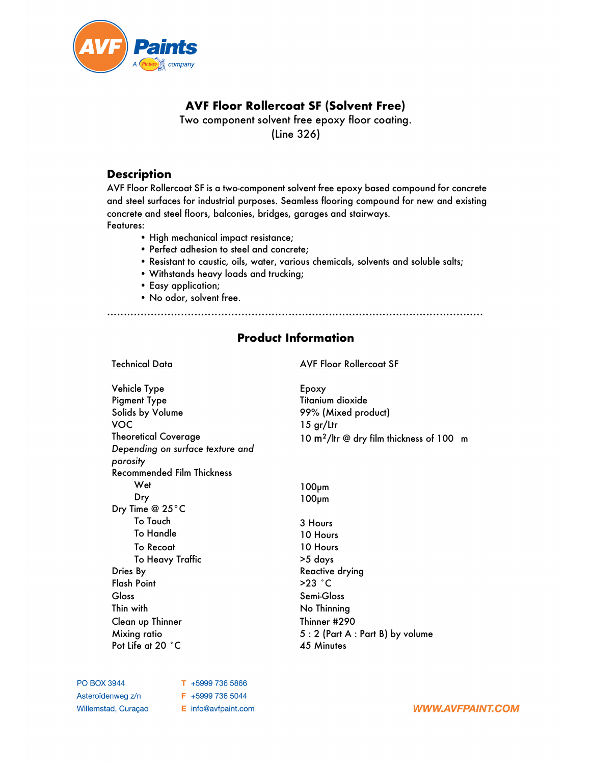# AVF Floor Rollercoat SF (Solvent Free)

Two component solvent free epoxy floor coating.
(Line 326)

## Description

AVF Floor Rollercoat SF is a two-component solvent free epoxy based compound for concrete and steel surfaces for industrial purposes. Seamless flooring compound for new and existing concrete and steel floors, balconies, bridges, garages and stairways.

Features:

- High mechanical impact resistance;
- Perfect adhesion to steel and concrete;
- Resistant to caustic, oils, water, various chemicals, solvents and soluble salts;
- Withstands heavy loads and trucking;
- Easy application;
- No odor, solvent free.

## Product Information

| Technical Data | AVF Floor Rollercoat SF |
|---|---|
| Vehicle Type | Epoxy |
| Pigment Type | Titanium dioxide |
| Solids by Volume | 99% (Mixed product) |
| VOC | 15 gr/Ltr |
| Theoretical Coverage<br>*Depending on surface texture and porosity* | 10 $m^2$/ltr @ dry film thickness of 100 m |
| Recommended Film Thickness | |
| Wet | 100μm |
| Dry | 100μm |
| Dry Time @ 25°C | |
| To Touch | 3 Hours |
| To Handle | 10 Hours |
| To Recoat | 10 Hours |
| To Heavy Traffic | >5 days |
| Dries By | Reactive drying |
| Flash Point | >23 °C |
| Gloss | Semi-Gloss |
| Thin with | No Thinning |
| Clean up Thinner | Thinner #290 |
| Mixing ratio | 5 : 2 (Part A : Part B) by volume |
| Pot Life at 20 °C | 45 Minutes |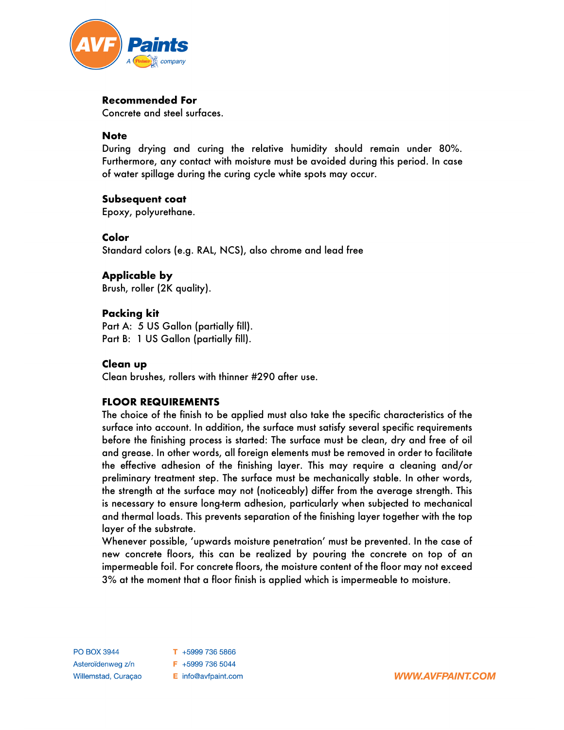**Recommended For**
Concrete and steel surfaces.

**Note**
During drying and curing the relative humidity should remain under 80%. Furthermore, any contact with moisture must be avoided during this period. In case of water spillage during the curing cycle white spots may occur.

**Subsequent coat**
Epoxy, polyurethane.

**Color**
Standard colors (e.g. RAL, NCS), also chrome and lead free

**Applicable by**
Brush, roller (2K quality).

**Packing kit**
Part A: 5 US Gallon (partially fill).
Part B: 1 US Gallon (partially fill).

**Clean up**
Clean brushes, rollers with thinner #290 after use.

**FLOOR REQUIREMENTS**
The choice of the finish to be applied must also take the specific characteristics of the surface into account. In addition, the surface must satisfy several specific requirements before the finishing process is started: The surface must be clean, dry and free of oil and grease. In other words, all foreign elements must be removed in order to facilitate the effective adhesion of the finishing layer. This may require a cleaning and/or preliminary treatment step. The surface must be mechanically stable. In other words, the strength at the surface may not (noticeably) differ from the average strength. This is necessary to ensure long-term adhesion, particularly when subjected to mechanical and thermal loads. This prevents separation of the finishing layer together with the top layer of the substrate.
Whenever possible, 'upwards moisture penetration' must be prevented. In the case of new concrete floors, this can be realized by pouring the concrete on top of an impermeable foil. For concrete floors, the moisture content of the floor may not exceed 3% at the moment that a floor finish is applied which is impermeable to moisture.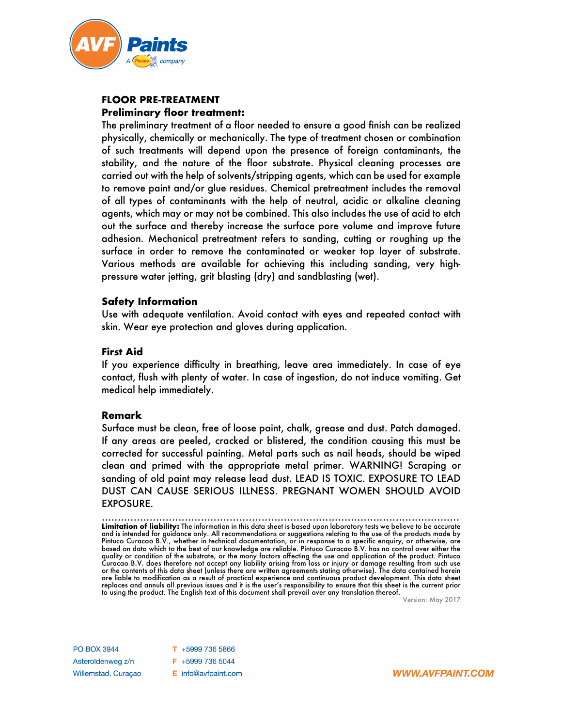## FLOOR PRE-TREATMENT

### Preliminary floor treatment:

The preliminary treatment of a floor needed to ensure a good finish can be realized physically, chemically or mechanically. The type of treatment chosen or combination of such treatments will depend upon the presence of foreign contaminants, the stability, and the nature of the floor substrate. Physical cleaning processes are carried out with the help of solvents/stripping agents, which can be used for example to remove paint and/or glue residues. Chemical pretreatment includes the removal of all types of contaminants with the help of neutral, acidic or alkaline cleaning agents, which may or may not be combined. This also includes the use of acid to etch out the surface and thereby increase the surface pore volume and improve future adhesion. Mechanical pretreatment refers to sanding, cutting or roughing up the surface in order to remove the contaminated or weaker top layer of substrate. Various methods are available for achieving this including sanding, very high-pressure water jetting, grit blasting (dry) and sandblasting (wet).

### Safety Information

Use with adequate ventilation. Avoid contact with eyes and repeated contact with skin. Wear eye protection and gloves during application.

### First Aid

If you experience difficulty in breathing, leave area immediately. In case of eye contact, flush with plenty of water. In case of ingestion, do not induce vomiting. Get medical help immediately.

### Remark

Surface must be clean, free of loose paint, chalk, grease and dust. Patch damaged. If any areas are peeled, cracked or blistered, the condition causing this must be corrected for successful painting. Metal parts such as nail heads, should be wiped clean and primed with the appropriate metal primer. WARNING! Scraping or sanding of old paint may release lead dust. LEAD IS TOXIC. EXPOSURE TO LEAD DUST CAN CAUSE SERIOUS ILLNESS. PREGNANT WOMEN SHOULD AVOID EXPOSURE.

---

**Limitation of liability:** The information in this data sheet is based upon laboratory tests we believe to be accurate and is intended for guidance only. All recommendations or suggestions relating to the use of the products made by Pintuco Curacao B.V., whether in technical documentation, or in response to a specific enquiry, or otherwise, are based on data which to the best of our knowledge are reliable. Pintuco Curacao B.V. has no control over either the quality or condition of the substrate, or the many factors affecting the use and application of the product. Pintuco Curacao B.V. does therefore not accept any liability arising from loss or injury or damage resulting from such use or the contents of this data sheet (unless there are written agreements stating otherwise). The data contained herein are liable to modification as a result of practical experience and continuous product development. This data sheet replaces and annuls all previous issues and it is the user's responsibility to ensure that this sheet is the current prior to using the product. The English text of this document shall prevail over any translation thereof.

Version: May 2017

PO BOX 3944
Asteroïdenweg z/n
Willemstad, Curaçao

T +5999 736 5866
F +5999 736 5044
E info@avfpaint.com

WWW.AVFPAINT.COM